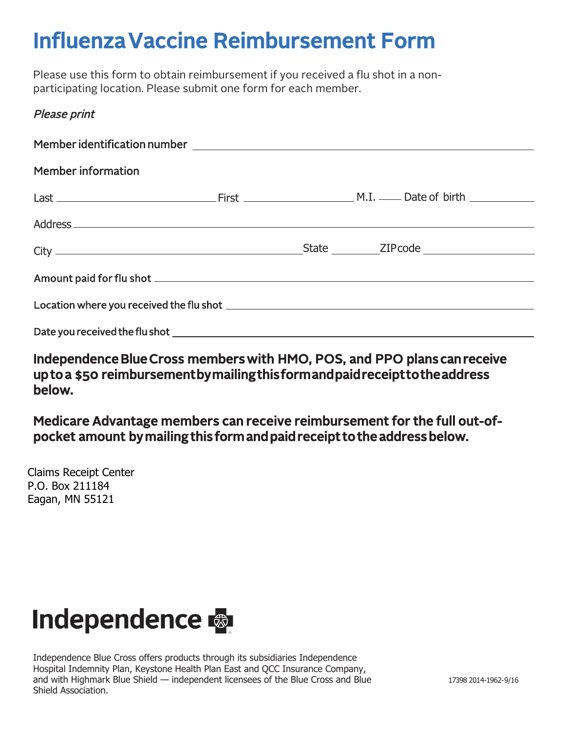# Influenza Vaccine Reimbursement Form

Please use this form to obtain reimbursement if you received a flu shot in a non-participating location. Please submit one form for each member.

*Please print*

Member identification number ______________________________

Member information

Last ______________ First ______________ M.I. ____ Date of birth __________

Address ______________________________

City ______________________ State ________ ZIP code ______________

Amount paid for flu shot ______________________________

Location where you received the flu shot ______________________________

Date you received the flu shot ______________________________

**Independence Blue Cross members with HMO, POS, and PPO plans can receive up to a $50 reimbursement by mailing this form and paid receipt to the address below.**

**Medicare Advantage members can receive reimbursement for the full out-of-pocket amount by mailing this form and paid receipt to the address below.**

Claims Receipt Center
P.O. Box 211184
Eagan, MN 55121

Independence

Independence Blue Cross offers products through its subsidiaries Independence Hospital Indemnity Plan, Keystone Health Plan East and QCC Insurance Company, and with Highmark Blue Shield — independent licensees of the Blue Cross and Blue Shield Association.

17398 2014-1962-9/16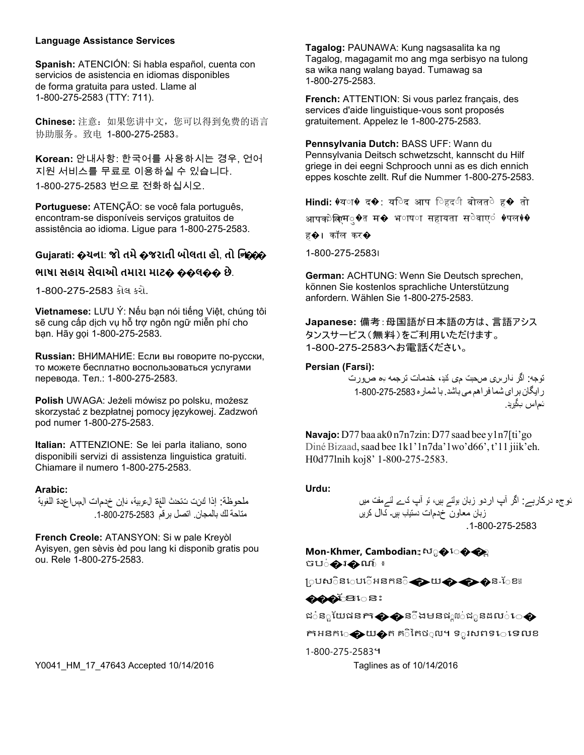**Language Assistance Services**

**Spanish:** ATENCIÓN: Si habla español, cuenta con servicios de asistencia en idiomas disponibles de forma gratuita para usted. Llame al 1-800-275-2583 (TTY: 711).

**Chinese:** 注意：如果您讲中文，您可以得到免费的语言协助服务。致电 1-800-275-2583。

**Korean:** 안내사항: 한국어를 사용하시는 경우, 언어 지원 서비스를 무료로 이용하실 수 있습니다. 1-800-275-2583 번으로 전화하십시오.

**Portuguese:** ATENÇÃO: se você fala português, encontram-se disponíveis serviços gratuitos de assistência ao idioma. Ligue para 1-800-275-2583.

**Gujarati: �યના: જો તમે �જરાતી બોલતા હો, તો નિ��� ભાષા સહાય સેવાઓ તમારા માટ� ��લ�� છે.**

1-800-275-2583 કોલ કરો.

**Vietnamese:** LƯU Ý: Nếu bạn nói tiếng Việt, chúng tôi sẽ cung cấp dịch vụ hỗ trợ ngôn ngữ miễn phí cho bạn. Hãy gọi 1-800-275-2583.

**Russian:** ВНИМАНИЕ: Если вы говорите по-русски, то можете бесплатно воспользоваться услугами перевода. Тел.: 1-800-275-2583.

**Polish** UWAGA: Jeżeli mówisz po polsku, możesz skorzystać z bezpłatnej pomocy językowej. Zadzwoń pod numer 1-800-275-2583.

**Italian:** ATTENZIONE: Se lei parla italiano, sono disponibili servizi di assistenza linguistica gratuiti. Chiamare il numero 1-800-275-2583.

**Arabic:**

ملحوظة: إذا كنت تتحدث اللغة العربية، فإن خدمات المساعدة اللغوية متاحة لك بالمجان. اتصل برقم 1-800-275-2583.

**French Creole:** ATANSYON: Si w pale Kreyòl Ayisyen, gen sèvis èd pou lang ki disponib gratis pou ou. Rele 1-800-275-2583.

**Tagalog:** PAUNAWA: Kung nagsasalita ka ng Tagalog, magagamit mo ang mga serbisyo na tulong sa wika nang walang bayad. Tumawag sa 1-800-275-2583.

**French:** ATTENTION: Si vous parlez français, des services d'aide linguistique-vous sont proposés gratuitement. Appelez le 1-800-275-2583.

**Pennsylvania Dutch:** BASS UFF: Wann du Pennsylvania Deitsch schwetzscht, kannscht du Hilf griege in dei eegni Schprooch unni as es dich ennich eppes koschte zellt. Ruf die Nummer 1-800-275-2583.

**Hindi:** �या� द�: यिद आप िहदी बोलते ह� तो आपकेलिए मु�त म� भाषा सहायता सेवाएं �पल�� ह�। कॉल कर�

1-800-275-2583।

**German:** ACHTUNG: Wenn Sie Deutsch sprechen, können Sie kostenlos sprachliche Unterstützung anfordern. Wählen Sie 1-800-275-2583.

**Japanese:** 備考：母国語が日本語の方は、言語アシスタンスサービス（無料）をご利用いただけます。1-800-275-2583へお電話ください。

**Persian (Farsi):**

توجه: اگر فارسی صحبت می کنید، خدمات ترجمه به صورت رایگان برای شما فراهم می باشد. با شماره 1-800-275-2583 تماس بگیرید.

**Navajo:** D77 baa ak0 n7n7zin: D77 saad bee y1n7[ti'go Diné Bizaad, saad bee 1k1'1n7da'1wo'd66', t'11 jiik'eh. H0d77lnih koj8' 1-800-275-2583.

**Urdu:**

توجہ درکارہے: اگر آپ اردو زبان بولتے ہیں، تو آپ کے لئے مفت میں زبان معاون خدمات دستیاب ہیں۔ کال کریں 1-800-275-2583.

**Mon-Khmer, Cambodian:** ស�ំ��� ចប់��ណ៍៖

ប្រសិនបើអ្នកនិ��យ����-ខែម ���ខែរ

ជំនួយផ្នែក��និងមានផ្តល់ជូនដល់�� កអ្នក��យ�ក គិតថ្លៃ។ ទូរសព្ទទៅលេខ

1-800-275-2583។

Y0041_HM_17_47643 Accepted 10/14/2016

Taglines as of 10/14/2016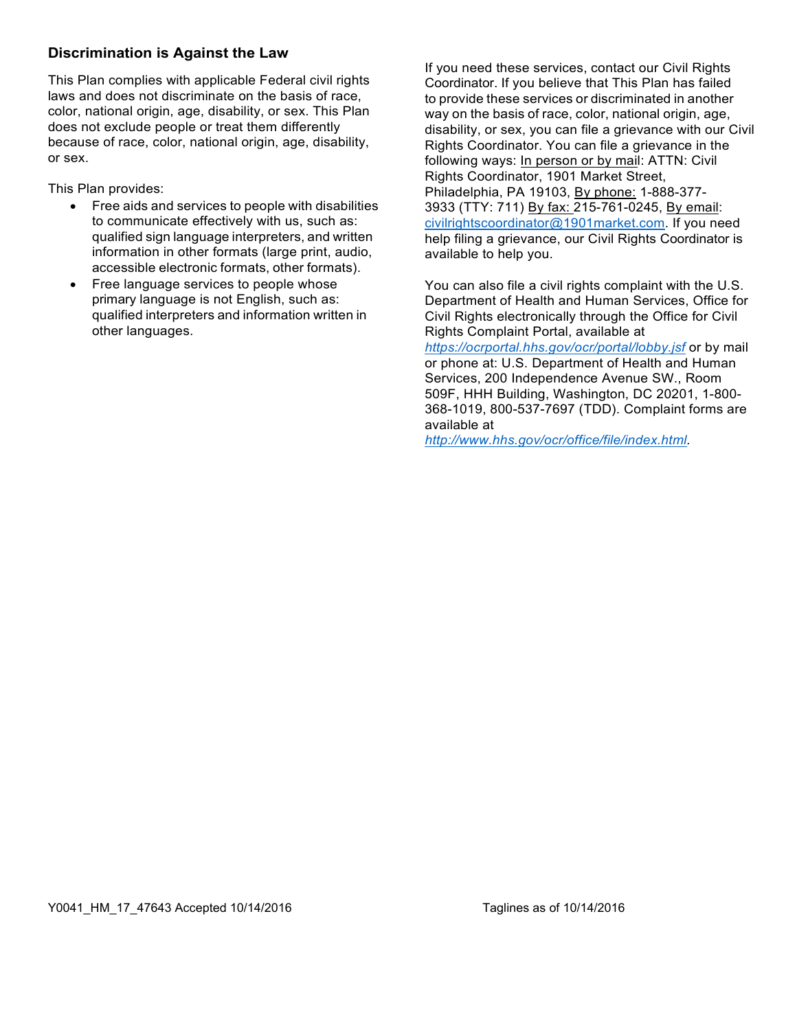## Discrimination is Against the Law

This Plan complies with applicable Federal civil rights laws and does not discriminate on the basis of race, color, national origin, age, disability, or sex. This Plan does not exclude people or treat them differently because of race, color, national origin, age, disability, or sex.

This Plan provides:

- Free aids and services to people with disabilities to communicate effectively with us, such as: qualified sign language interpreters, and written information in other formats (large print, audio, accessible electronic formats, other formats).
- Free language services to people whose primary language is not English, such as: qualified interpreters and information written in other languages.

If you need these services, contact our Civil Rights Coordinator. If you believe that This Plan has failed to provide these services or discriminated in another way on the basis of race, color, national origin, age, disability, or sex, you can file a grievance with our Civil Rights Coordinator. You can file a grievance in the following ways: In person or by mail: ATTN: Civil Rights Coordinator, 1901 Market Street, Philadelphia, PA 19103, By phone: 1-888-377-3933 (TTY: 711) By fax: 215-761-0245, By email: civilrightscoordinator@1901market.com. If you need help filing a grievance, our Civil Rights Coordinator is available to help you.

You can also file a civil rights complaint with the U.S. Department of Health and Human Services, Office for Civil Rights electronically through the Office for Civil Rights Complaint Portal, available at *https://ocrportal.hhs.gov/ocr/portal/lobby.jsf* or by mail or phone at: U.S. Department of Health and Human Services, 200 Independence Avenue SW., Room 509F, HHH Building, Washington, DC 20201, 1-800-368-1019, 800-537-7697 (TDD). Complaint forms are available at *http://www.hhs.gov/ocr/office/file/index.html*.

Y0041_HM_17_47643 Accepted 10/14/2016

Taglines as of 10/14/2016